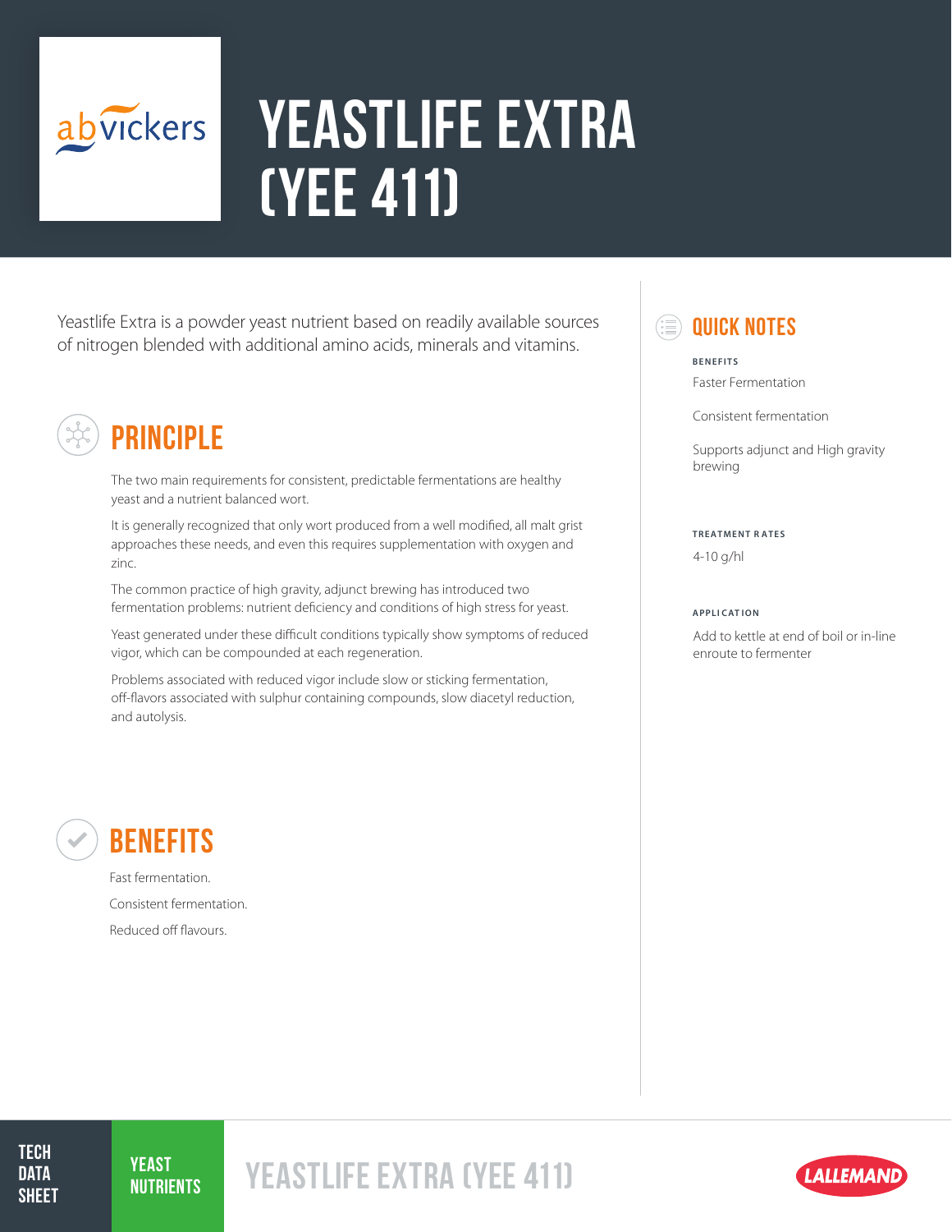# YEASTLIFE EXTRA (YEE 411)

Yeastlife Extra is a powder yeast nutrient based on readily available sources of nitrogen blended with additional amino acids, minerals and vitamins.

## PRINCIPLE

The two main requirements for consistent, predictable fermentations are healthy yeast and a nutrient balanced wort.

It is generally recognized that only wort produced from a well modified, all malt grist approaches these needs, and even this requires supplementation with oxygen and zinc.

The common practice of high gravity, adjunct brewing has introduced two fermentation problems: nutrient deficiency and conditions of high stress for yeast.

Yeast generated under these difficult conditions typically show symptoms of reduced vigor, which can be compounded at each regeneration.

Problems associated with reduced vigor include slow or sticking fermentation, off-flavors associated with sulphur containing compounds, slow diacetyl reduction, and autolysis.

## BENEFITS

Fast fermentation.

Consistent fermentation.

Reduced off flavours.

## QUICK NOTES

**BENEFITS**

Faster Fermentation

Consistent fermentation

Supports adjunct and High gravity brewing

**TREATMENT RATES**

4-10 g/hl

**APPLICATION**

Add to kettle at end of boil or in-line enroute to fermenter

TECH DATA SHEET | YEAST NUTRIENTS | YEASTLIFE EXTRA (YEE 411)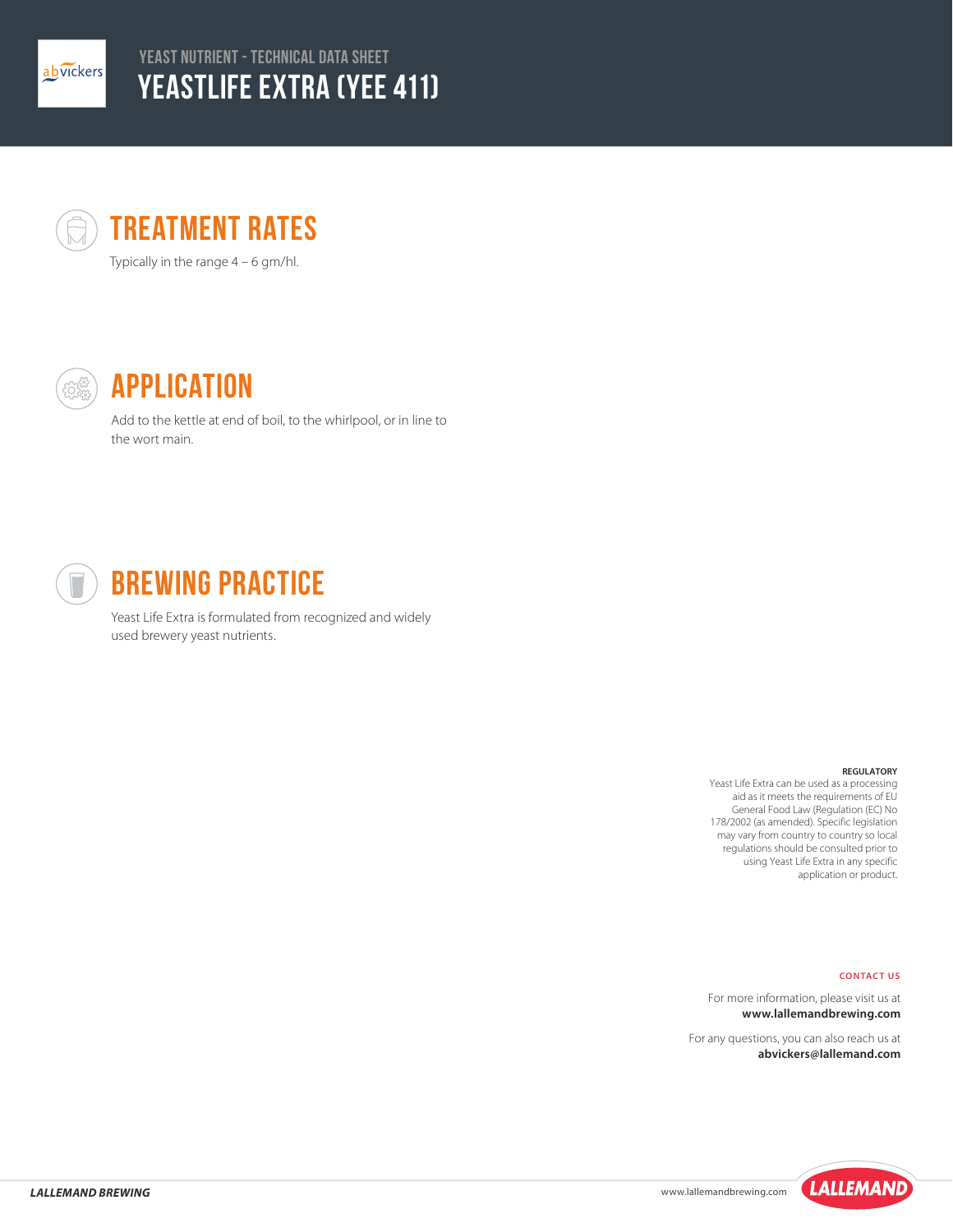## TREATMENT RATES

Typically in the range 4 – 6 gm/hl.

## APPLICATION

Add to the kettle at end of boil, to the whirlpool, or in line to the wort main.

## BREWING PRACTICE

Yeast Life Extra is formulated from recognized and widely used brewery yeast nutrients.

**REGULATORY**

Yeast Life Extra can be used as a processing aid as it meets the requirements of EU General Food Law (Regulation (EC) No 178/2002 (as amended). Specific legislation may vary from country to country so local regulations should be consulted prior to using Yeast Life Extra in any specific application or product.

**CONTACT US**

For more information, please visit us at **www.lallemandbrewing.com**

For any questions, you can also reach us at **abvickers@lallemand.com**